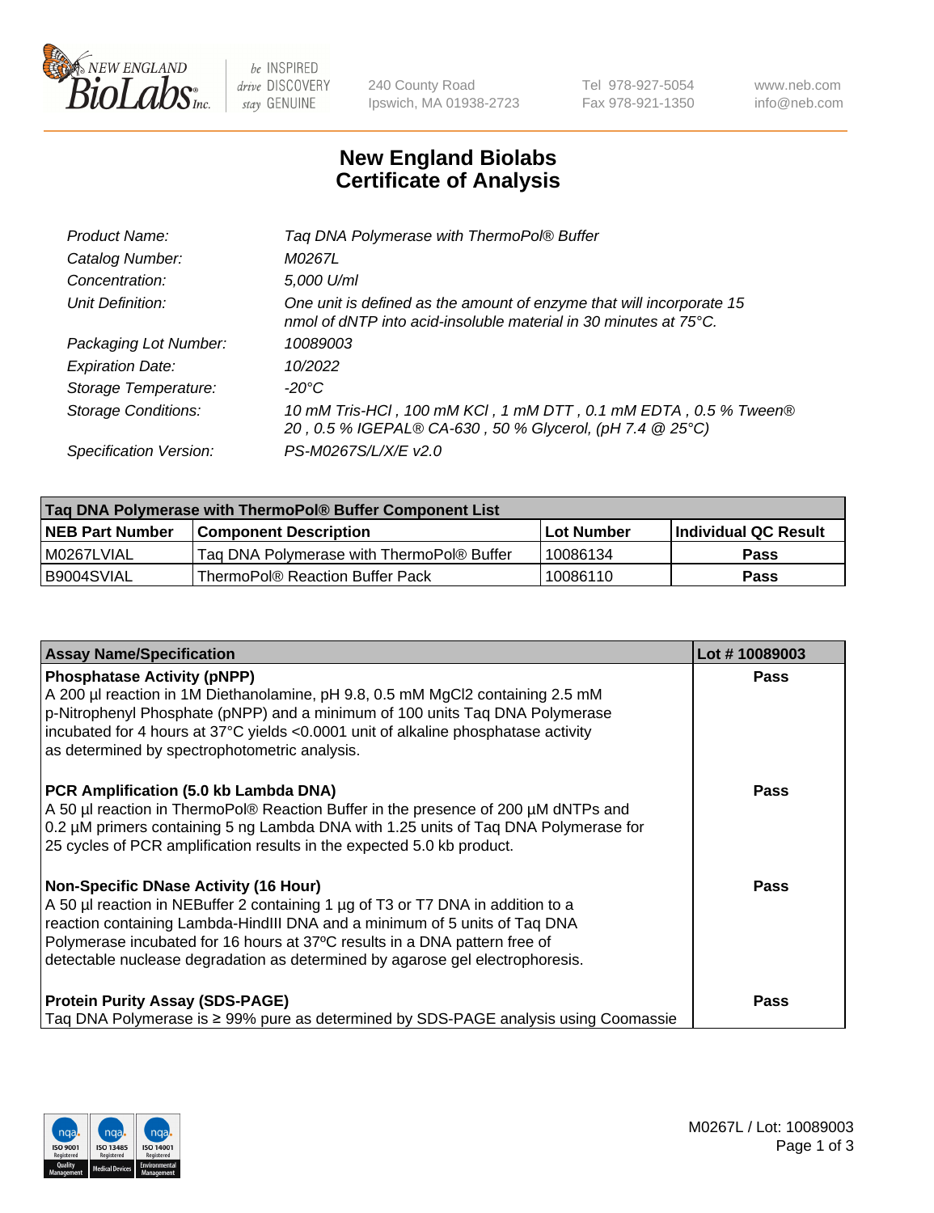# New England Biolabs Certificate of Analysis

| | |
|---|---|
| *Product Name:* | *Taq DNA Polymerase with ThermoPol® Buffer* |
| *Catalog Number:* | *M0267L* |
| *Concentration:* | *5,000 U/ml* |
| *Unit Definition:* | *One unit is defined as the amount of enzyme that will incorporate 15 nmol of dNTP into acid-insoluble material in 30 minutes at 75°C.* |
| *Packaging Lot Number:* | *10089003* |
| *Expiration Date:* | *10/2022* |
| *Storage Temperature:* | *-20°C* |
| *Storage Conditions:* | *10 mM Tris-HCl , 100 mM KCl , 1 mM DTT , 0.1 mM EDTA , 0.5 % Tween® 20 , 0.5 % IGEPAL® CA-630 , 50 % Glycerol, (pH 7.4 @ 25°C)* |
| *Specification Version:* | *PS-M0267S/L/X/E v2.0* |

**Taq DNA Polymerase with ThermoPol® Buffer Component List**

| NEB Part Number | Component Description | Lot Number | Individual QC Result |
|---|---|---|---|
| M0267LVIAL | Taq DNA Polymerase with ThermoPol® Buffer | 10086134 | Pass |
| B9004SVIAL | ThermoPol® Reaction Buffer Pack | 10086110 | Pass |

| Assay Name/Specification | Lot # 10089003 |
|---|---|
| **Phosphatase Activity (pNPP)**<br>A 200 µl reaction in 1M Diethanolamine, pH 9.8, 0.5 mM $MgCl_2$ containing 2.5 mM p-Nitrophenyl Phosphate (pNPP) and a minimum of 100 units Taq DNA Polymerase incubated for 4 hours at 37°C yields <0.0001 unit of alkaline phosphatase activity as determined by spectrophotometric analysis. | Pass |
| **PCR Amplification (5.0 kb Lambda DNA)**<br>A 50 µl reaction in ThermoPol® Reaction Buffer in the presence of 200 µM dNTPs and 0.2 µM primers containing 5 ng Lambda DNA with 1.25 units of Taq DNA Polymerase for 25 cycles of PCR amplification results in the expected 5.0 kb product. | Pass |
| **Non-Specific DNase Activity (16 Hour)**<br>A 50 µl reaction in NEBuffer 2 containing 1 µg of T3 or T7 DNA in addition to a reaction containing Lambda-HindIII DNA and a minimum of 5 units of Taq DNA Polymerase incubated for 16 hours at 37ºC results in a DNA pattern free of detectable nuclease degradation as determined by agarose gel electrophoresis. | Pass |
| **Protein Purity Assay (SDS-PAGE)**<br>Taq DNA Polymerase is ≥ 99% pure as determined by SDS-PAGE analysis using Coomassie | Pass |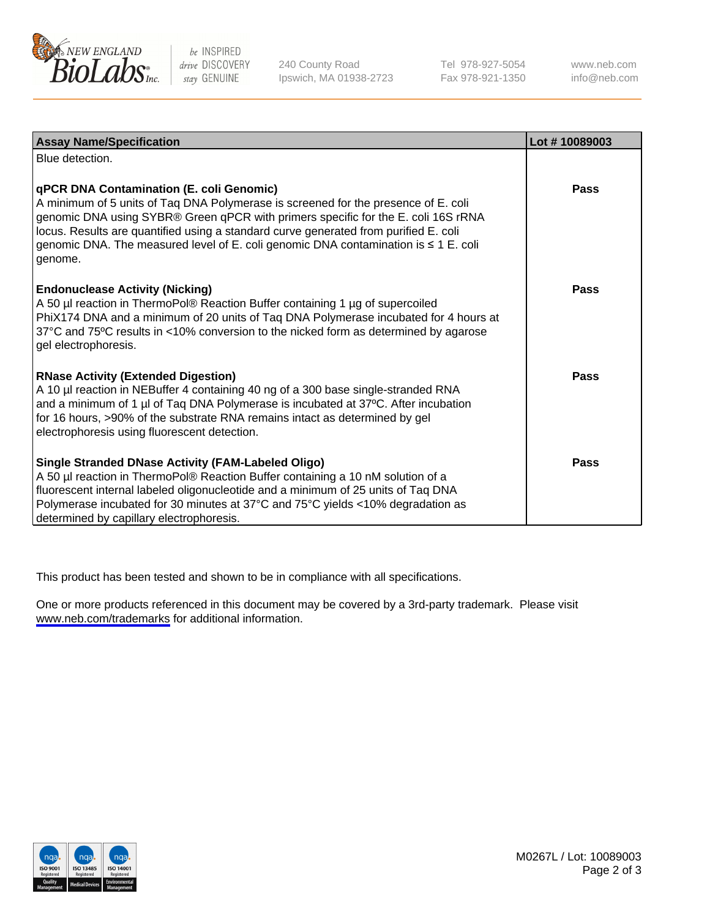| Assay Name/Specification | Lot # 10089003 |
| --- | --- |
| Blue detection. | |
| **qPCR DNA Contamination (E. coli Genomic)**<br>A minimum of 5 units of Taq DNA Polymerase is screened for the presence of E. coli genomic DNA using SYBR® Green qPCR with primers specific for the E. coli 16S rRNA locus. Results are quantified using a standard curve generated from purified E. coli genomic DNA. The measured level of E. coli genomic DNA contamination is ≤ 1 E. coli genome. | **Pass** |
| **Endonuclease Activity (Nicking)**<br>A 50 µl reaction in ThermoPol® Reaction Buffer containing 1 µg of supercoiled PhiX174 DNA and a minimum of 20 units of Taq DNA Polymerase incubated for 4 hours at 37°C and 75ºC results in <10% conversion to the nicked form as determined by agarose gel electrophoresis. | **Pass** |
| **RNase Activity (Extended Digestion)**<br>A 10 µl reaction in NEBuffer 4 containing 40 ng of a 300 base single-stranded RNA and a minimum of 1 µl of Taq DNA Polymerase is incubated at 37ºC. After incubation for 16 hours, >90% of the substrate RNA remains intact as determined by gel electrophoresis using fluorescent detection. | **Pass** |
| **Single Stranded DNase Activity (FAM-Labeled Oligo)**<br>A 50 µl reaction in ThermoPol® Reaction Buffer containing a 10 nM solution of a fluorescent internal labeled oligonucleotide and a minimum of 25 units of Taq DNA Polymerase incubated for 30 minutes at 37°C and 75°C yields <10% degradation as determined by capillary electrophoresis. | **Pass** |

This product has been tested and shown to be in compliance with all specifications.

One or more products referenced in this document may be covered by a 3rd-party trademark. Please visit www.neb.com/trademarks for additional information.

M0267L / Lot: 10089003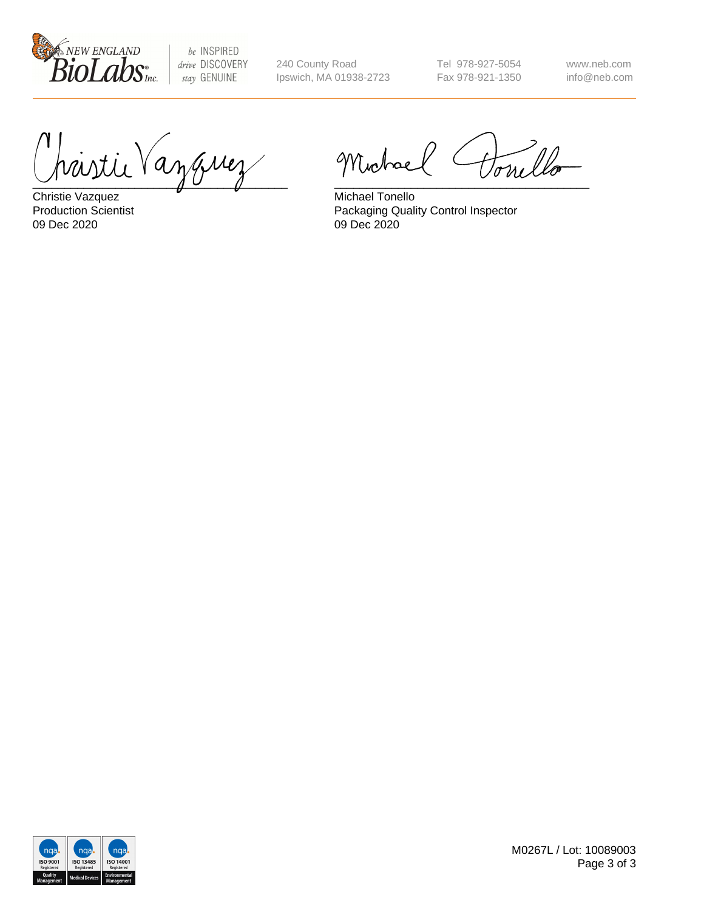240 County Road
Ipswich, MA 01938-2723

Tel 978-927-5054
Fax 978-921-1350

www.neb.com
info@neb.com

Christie Vazquez
Production Scientist
09 Dec 2020

Michael Tonello
Packaging Quality Control Inspector
09 Dec 2020

M0267L / Lot: 10089003